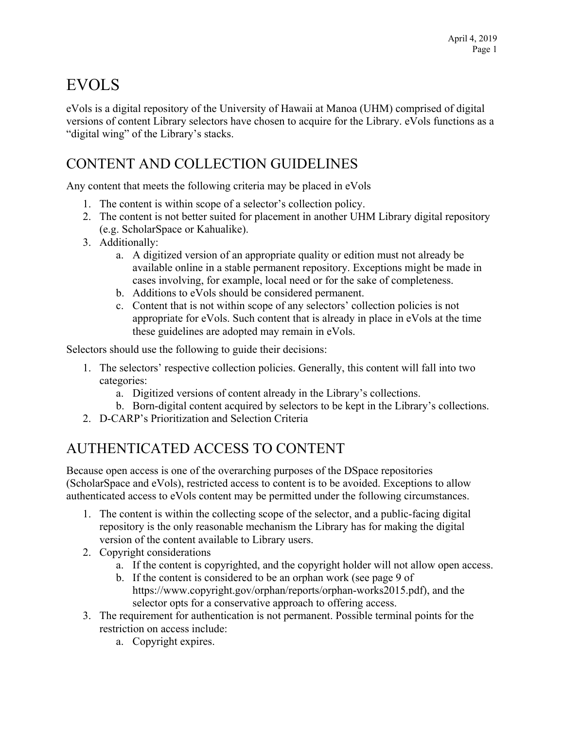# EVOLS

eVols is a digital repository of the University of Hawaii at Manoa (UHM) comprised of digital versions of content Library selectors have chosen to acquire for the Library. eVols functions as a "digital wing" of the Library's stacks.

# CONTENT AND COLLECTION GUIDELINES

Any content that meets the following criteria may be placed in eVols

1. The content is within scope of a selector's collection policy.
2. The content is not better suited for placement in another UHM Library digital repository (e.g. ScholarSpace or Kahualike).
3. Additionally:
    a. A digitized version of an appropriate quality or edition must not already be available online in a stable permanent repository. Exceptions might be made in cases involving, for example, local need or for the sake of completeness.
    b. Additions to eVols should be considered permanent.
    c. Content that is not within scope of any selectors' collection policies is not appropriate for eVols. Such content that is already in place in eVols at the time these guidelines are adopted may remain in eVols.

Selectors should use the following to guide their decisions:

1. The selectors' respective collection policies. Generally, this content will fall into two categories:
    a. Digitized versions of content already in the Library's collections.
    b. Born-digital content acquired by selectors to be kept in the Library's collections.
2. D-CARP's Prioritization and Selection Criteria

# AUTHENTICATED ACCESS TO CONTENT

Because open access is one of the overarching purposes of the DSpace repositories (ScholarSpace and eVols), restricted access to content is to be avoided. Exceptions to allow authenticated access to eVols content may be permitted under the following circumstances.

1. The content is within the collecting scope of the selector, and a public-facing digital repository is the only reasonable mechanism the Library has for making the digital version of the content available to Library users.
2. Copyright considerations
    a. If the content is copyrighted, and the copyright holder will not allow open access.
    b. If the content is considered to be an orphan work (see page 9 of https://www.copyright.gov/orphan/reports/orphan-works2015.pdf), and the selector opts for a conservative approach to offering access.
3. The requirement for authentication is not permanent. Possible terminal points for the restriction on access include:
    a. Copyright expires.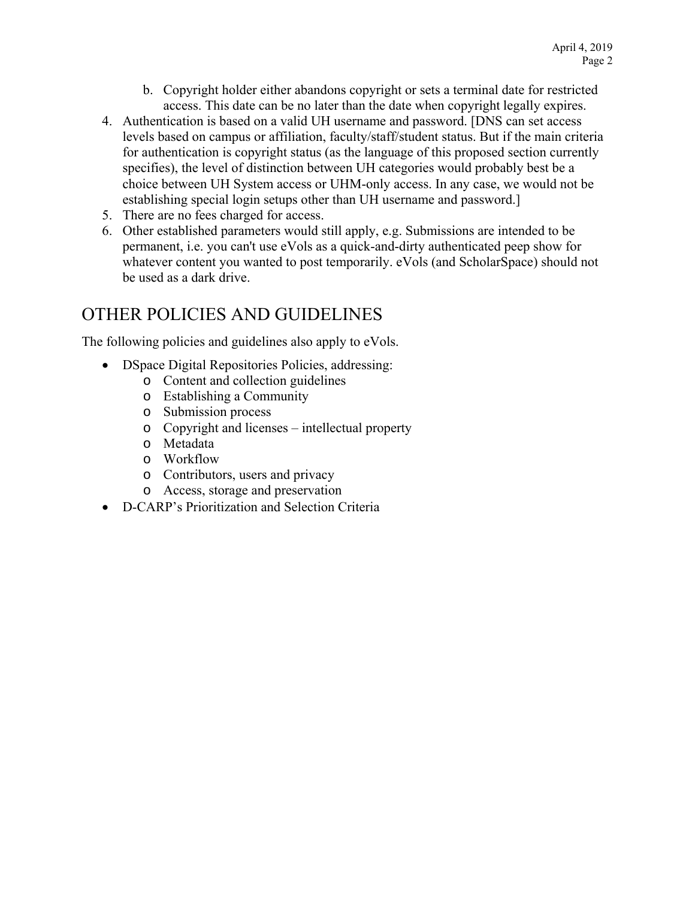b. Copyright holder either abandons copyright or sets a terminal date for restricted access. This date can be no later than the date when copyright legally expires.

4. Authentication is based on a valid UH username and password. [DNS can set access levels based on campus or affiliation, faculty/staff/student status. But if the main criteria for authentication is copyright status (as the language of this proposed section currently specifies), the level of distinction between UH categories would probably best be a choice between UH System access or UHM-only access. In any case, we would not be establishing special login setups other than UH username and password.]
5. There are no fees charged for access.
6. Other established parameters would still apply, e.g. Submissions are intended to be permanent, i.e. you can't use eVols as a quick-and-dirty authenticated peep show for whatever content you wanted to post temporarily. eVols (and ScholarSpace) should not be used as a dark drive.

## OTHER POLICIES AND GUIDELINES

The following policies and guidelines also apply to eVols.

- DSpace Digital Repositories Policies, addressing:
    - Content and collection guidelines
    - Establishing a Community
    - Submission process
    - Copyright and licenses – intellectual property
    - Metadata
    - Workflow
    - Contributors, users and privacy
    - Access, storage and preservation
- D-CARP's Prioritization and Selection Criteria